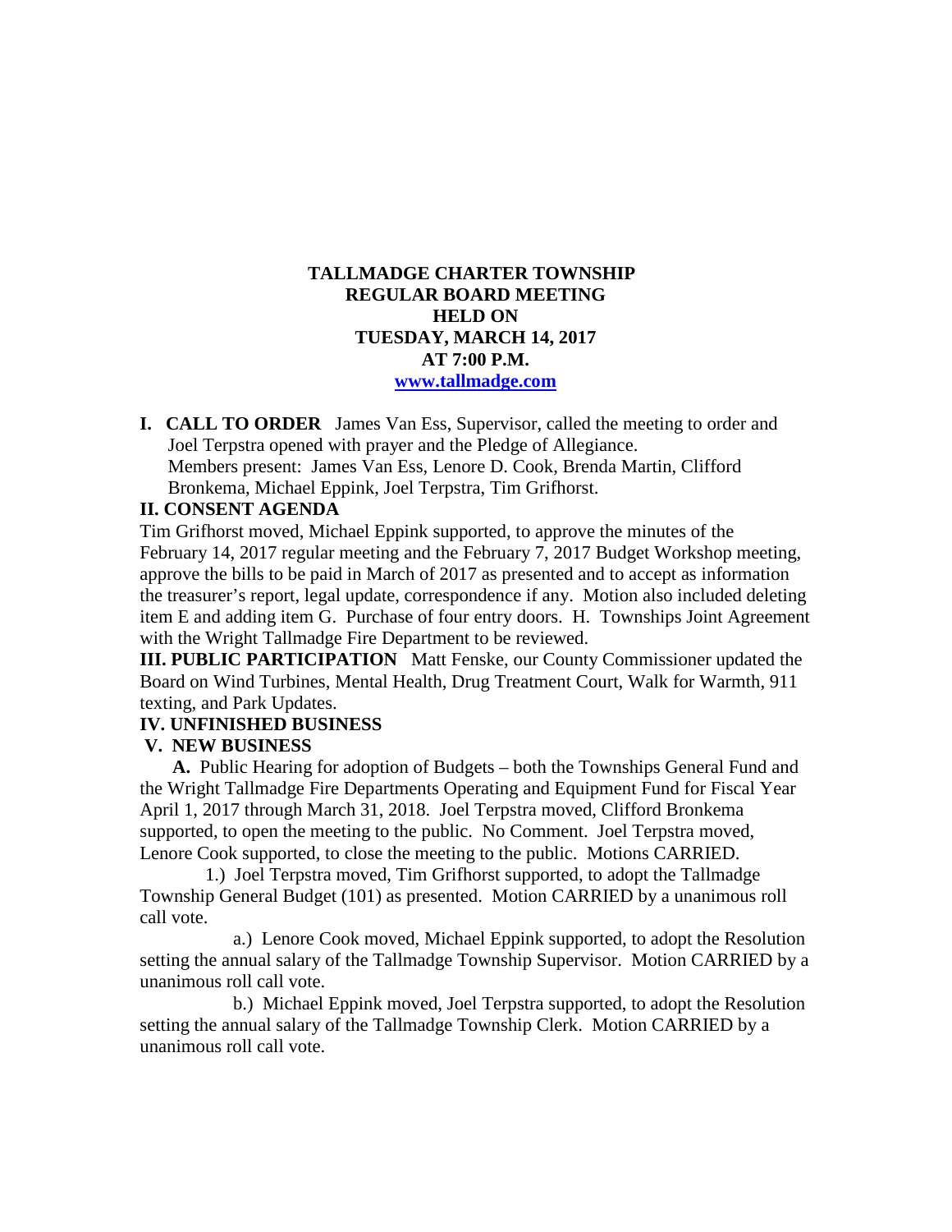**TALLMADGE CHARTER TOWNSHIP**
**REGULAR BOARD MEETING**
**HELD ON**
**TUESDAY, MARCH 14, 2017**
**AT 7:00 P.M.**
**[www.tallmadge.com](http://www.tallmadge.com)**

**I. CALL TO ORDER** James Van Ess, Supervisor, called the meeting to order and Joel Terpstra opened with prayer and the Pledge of Allegiance.
Members present: James Van Ess, Lenore D. Cook, Brenda Martin, Clifford Bronkema, Michael Eppink, Joel Terpstra, Tim Grifhorst.

**II. CONSENT AGENDA**

Tim Grifhorst moved, Michael Eppink supported, to approve the minutes of the February 14, 2017 regular meeting and the February 7, 2017 Budget Workshop meeting, approve the bills to be paid in March of 2017 as presented and to accept as information the treasurer's report, legal update, correspondence if any. Motion also included deleting item E and adding item G. Purchase of four entry doors. H. Townships Joint Agreement with the Wright Tallmadge Fire Department to be reviewed.

**III. PUBLIC PARTICIPATION** Matt Fenske, our County Commissioner updated the Board on Wind Turbines, Mental Health, Drug Treatment Court, Walk for Warmth, 911 texting, and Park Updates.

**IV. UNFINISHED BUSINESS**

**V. NEW BUSINESS**

**A.** Public Hearing for adoption of Budgets – both the Townships General Fund and the Wright Tallmadge Fire Departments Operating and Equipment Fund for Fiscal Year April 1, 2017 through March 31, 2018. Joel Terpstra moved, Clifford Bronkema supported, to open the meeting to the public. No Comment. Joel Terpstra moved, Lenore Cook supported, to close the meeting to the public. Motions CARRIED.

1.) Joel Terpstra moved, Tim Grifhorst supported, to adopt the Tallmadge Township General Budget (101) as presented. Motion CARRIED by a unanimous roll call vote.

a.) Lenore Cook moved, Michael Eppink supported, to adopt the Resolution setting the annual salary of the Tallmadge Township Supervisor. Motion CARRIED by a unanimous roll call vote.

b.) Michael Eppink moved, Joel Terpstra supported, to adopt the Resolution setting the annual salary of the Tallmadge Township Clerk. Motion CARRIED by a unanimous roll call vote.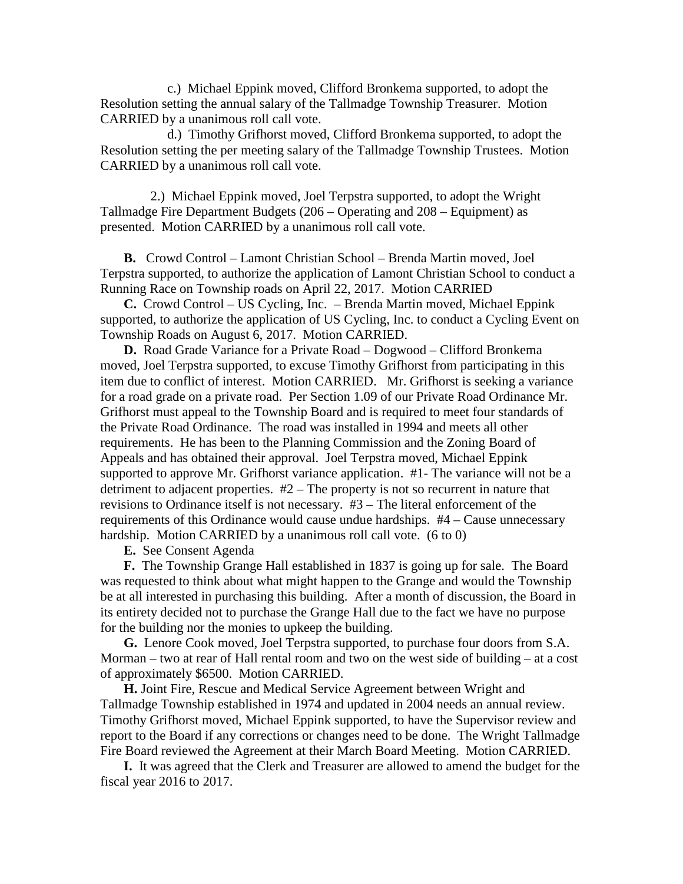c.) Michael Eppink moved, Clifford Bronkema supported, to adopt the Resolution setting the annual salary of the Tallmadge Township Treasurer. Motion CARRIED by a unanimous roll call vote.

d.) Timothy Grifhorst moved, Clifford Bronkema supported, to adopt the Resolution setting the per meeting salary of the Tallmadge Township Trustees. Motion CARRIED by a unanimous roll call vote.

2.) Michael Eppink moved, Joel Terpstra supported, to adopt the Wright Tallmadge Fire Department Budgets (206 – Operating and 208 – Equipment) as presented. Motion CARRIED by a unanimous roll call vote.

**B.** Crowd Control – Lamont Christian School – Brenda Martin moved, Joel Terpstra supported, to authorize the application of Lamont Christian School to conduct a Running Race on Township roads on April 22, 2017. Motion CARRIED

**C.** Crowd Control – US Cycling, Inc. – Brenda Martin moved, Michael Eppink supported, to authorize the application of US Cycling, Inc. to conduct a Cycling Event on Township Roads on August 6, 2017. Motion CARRIED.

**D.** Road Grade Variance for a Private Road – Dogwood – Clifford Bronkema moved, Joel Terpstra supported, to excuse Timothy Grifhorst from participating in this item due to conflict of interest. Motion CARRIED. Mr. Grifhorst is seeking a variance for a road grade on a private road. Per Section 1.09 of our Private Road Ordinance Mr. Grifhorst must appeal to the Township Board and is required to meet four standards of the Private Road Ordinance. The road was installed in 1994 and meets all other requirements. He has been to the Planning Commission and the Zoning Board of Appeals and has obtained their approval. Joel Terpstra moved, Michael Eppink supported to approve Mr. Grifhorst variance application. #1- The variance will not be a detriment to adjacent properties. #2 – The property is not so recurrent in nature that revisions to Ordinance itself is not necessary. #3 – The literal enforcement of the requirements of this Ordinance would cause undue hardships. #4 – Cause unnecessary hardship. Motion CARRIED by a unanimous roll call vote. (6 to 0)

**E.** See Consent Agenda

**F.** The Township Grange Hall established in 1837 is going up for sale. The Board was requested to think about what might happen to the Grange and would the Township be at all interested in purchasing this building. After a month of discussion, the Board in its entirety decided not to purchase the Grange Hall due to the fact we have no purpose for the building nor the monies to upkeep the building.

**G.** Lenore Cook moved, Joel Terpstra supported, to purchase four doors from S.A. Morman – two at rear of Hall rental room and two on the west side of building – at a cost of approximately $6500. Motion CARRIED.

**H.** Joint Fire, Rescue and Medical Service Agreement between Wright and Tallmadge Township established in 1974 and updated in 2004 needs an annual review. Timothy Grifhorst moved, Michael Eppink supported, to have the Supervisor review and report to the Board if any corrections or changes need to be done. The Wright Tallmadge Fire Board reviewed the Agreement at their March Board Meeting. Motion CARRIED.

**I.** It was agreed that the Clerk and Treasurer are allowed to amend the budget for the fiscal year 2016 to 2017.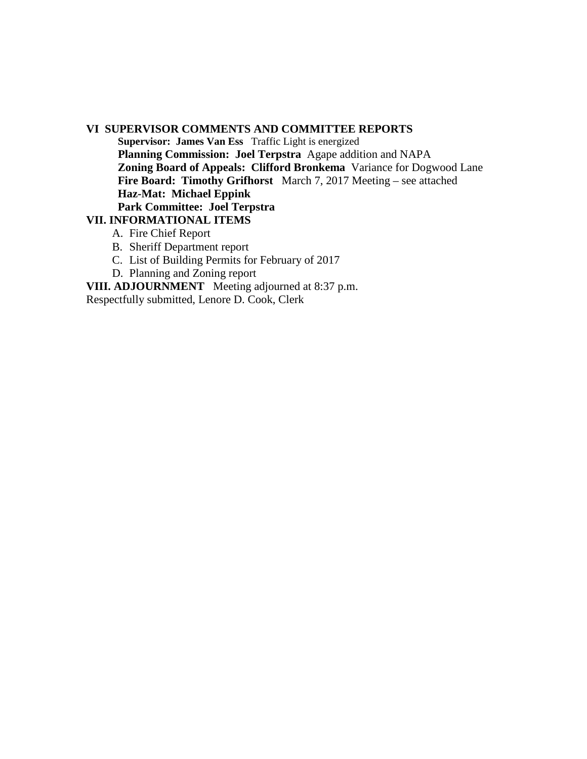**VI SUPERVISOR COMMENTS AND COMMITTEE REPORTS**

**Supervisor: James Van Ess** Traffic Light is energized
**Planning Commission: Joel Terpstra** Agape addition and NAPA
**Zoning Board of Appeals: Clifford Bronkema** Variance for Dogwood Lane
**Fire Board: Timothy Grifhorst** March 7, 2017 Meeting – see attached
**Haz-Mat: Michael Eppink**
**Park Committee: Joel Terpstra**

**VII. INFORMATIONAL ITEMS**

A. Fire Chief Report
B. Sheriff Department report
C. List of Building Permits for February of 2017
D. Planning and Zoning report

**VIII. ADJOURNMENT** Meeting adjourned at 8:37 p.m.

Respectfully submitted, Lenore D. Cook, Clerk